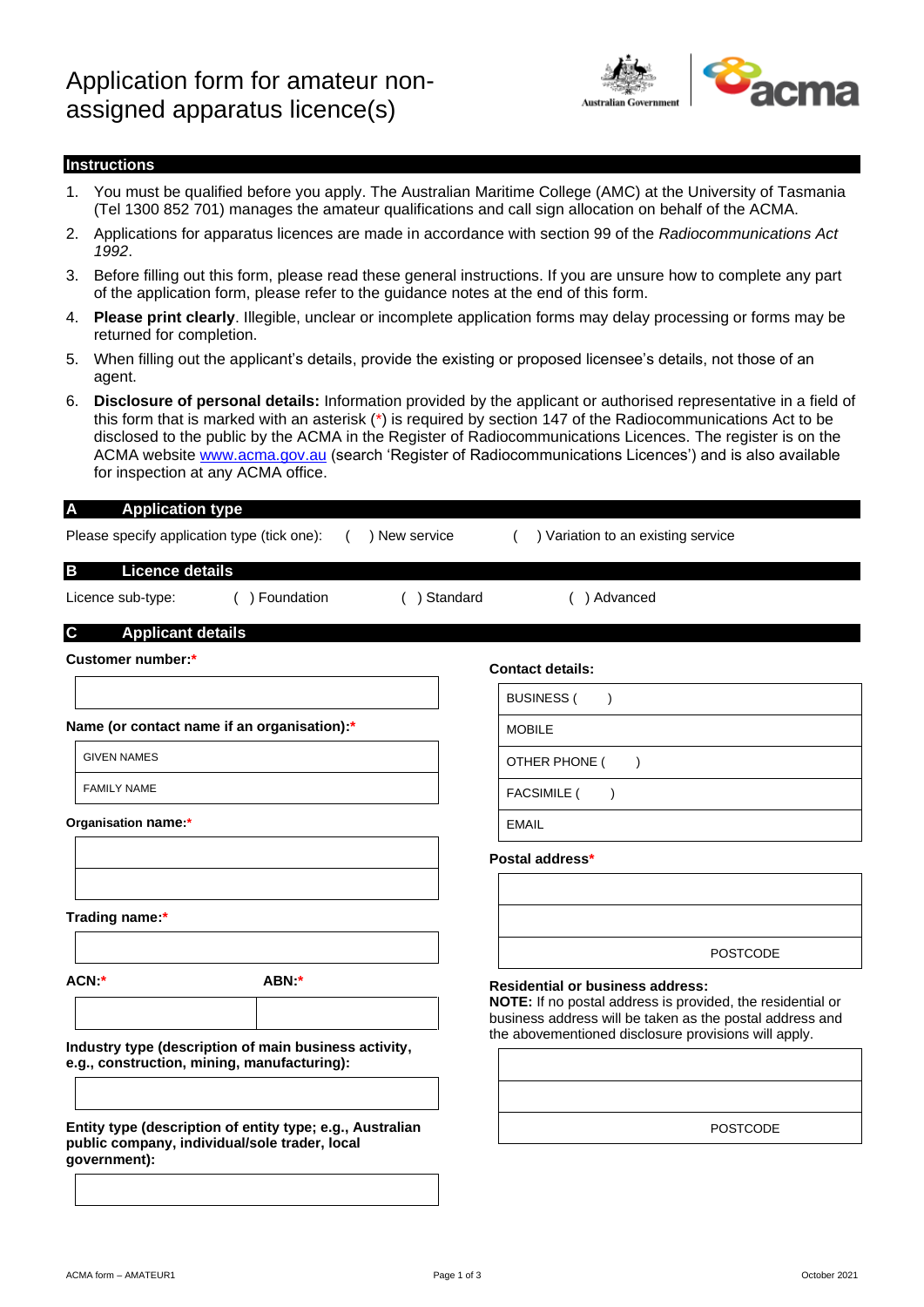# Application form for amateur non-assigned apparatus licence(s)

## Instructions

1. You must be qualified before you apply. The Australian Maritime College (AMC) at the University of Tasmania (Tel 1300 852 701) manages the amateur qualifications and call sign allocation on behalf of the ACMA.
2. Applications for apparatus licences are made in accordance with section 99 of the *Radiocommunications Act 1992*.
3. Before filling out this form, please read these general instructions. If you are unsure how to complete any part of the application form, please refer to the guidance notes at the end of this form.
4. **Please print clearly**. Illegible, unclear or incomplete application forms may delay processing or forms may be returned for completion.
5. When filling out the applicant's details, provide the existing or proposed licensee's details, not those of an agent.
6. **Disclosure of personal details:** Information provided by the applicant or authorised representative in a field of this form that is marked with an asterisk (*) is required by section 147 of the Radiocommunications Act to be disclosed to the public by the ACMA in the Register of Radiocommunications Licences. The register is on the ACMA website www.acma.gov.au (search 'Register of Radiocommunications Licences') and is also available for inspection at any ACMA office.

## A Application type

Please specify application type (tick one): ( ) New service ( ) Variation to an existing service

## B Licence details

Licence sub-type: ( ) Foundation ( ) Standard ( ) Advanced

## C Applicant details

**Customer number:***

**Name (or contact name if an organisation):***

| |
|---|
| GIVEN NAMES |
| FAMILY NAME |

**Organisation name:***

**Trading name:***

**ACN:*** **ABN:***

**Industry type (description of main business activity, e.g., construction, mining, manufacturing):**

**Entity type (description of entity type; e.g., Australian public company, individual/sole trader, local government):**

**Contact details:**

| |
|---|
| BUSINESS ( ) |
| MOBILE |
| OTHER PHONE ( ) |
| FACSIMILE ( ) |
| EMAIL |

**Postal address***

POSTCODE

**Residential or business address:**
**NOTE:** If no postal address is provided, the residential or business address will be taken as the postal address and the abovementioned disclosure provisions will apply.

POSTCODE

ACMA form – AMATEUR1 | October 2021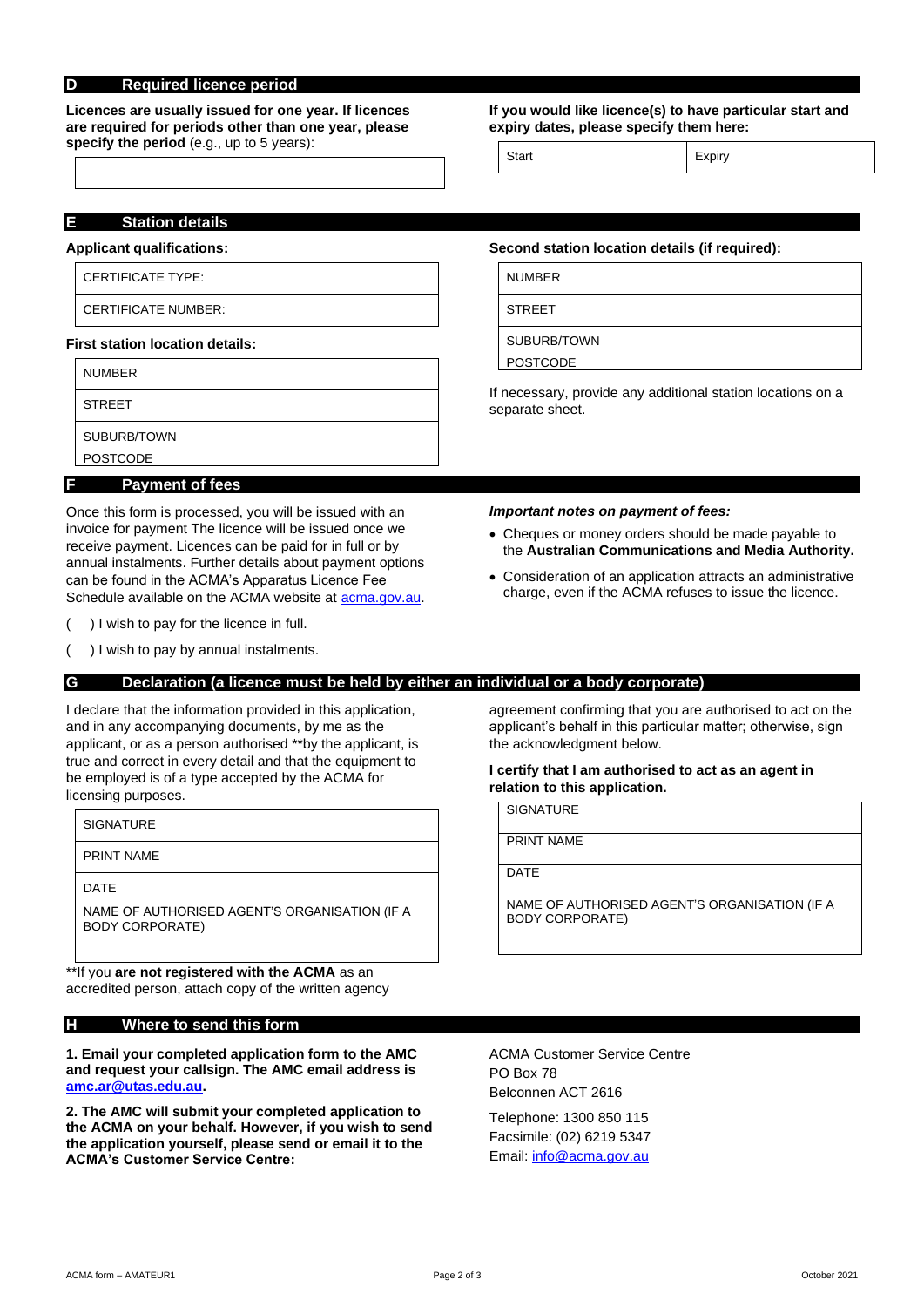## D Required licence period

**Licences are usually issued for one year. If licences are required for periods other than one year, please specify the period** (e.g., up to 5 years):

| |
|---|
| |

**If you would like licence(s) to have particular start and expiry dates, please specify them here:**

| Start | Expiry |
|---|---|

## E Station details

**Applicant qualifications:**

| |
|---|
| CERTIFICATE TYPE: |
| CERTIFICATE NUMBER: |

**First station location details:**

| |
|---|
| NUMBER |
| STREET |
| SUBURB/TOWN<br>POSTCODE |

**Second station location details (if required):**

| |
|---|
| NUMBER |
| STREET |
| SUBURB/TOWN<br>POSTCODE |

If necessary, provide any additional station locations on a separate sheet.

## F Payment of fees

Once this form is processed, you will be issued with an invoice for payment The licence will be issued once we receive payment. Licences can be paid for in full or by annual instalments. Further details about payment options can be found in the ACMA's Apparatus Licence Fee Schedule available on the ACMA website at acma.gov.au.

( ) I wish to pay for the licence in full.

( ) I wish to pay by annual instalments.

***Important notes on payment of fees:***

- Cheques or money orders should be made payable to the **Australian Communications and Media Authority.**
- Consideration of an application attracts an administrative charge, even if the ACMA refuses to issue the licence.

## G Declaration (a licence must be held by either an individual or a body corporate)

I declare that the information provided in this application, and in any accompanying documents, by me as the applicant, or as a person authorised **by the applicant, is true and correct in every detail and that the equipment to be employed is of a type accepted by the ACMA for licensing purposes.

| |
|---|
| SIGNATURE |
| PRINT NAME |
| DATE |
| NAME OF AUTHORISED AGENT'S ORGANISATION (IF A BODY CORPORATE) |

**If you **are not registered with the ACMA** as an accredited person, attach copy of the written agency agreement confirming that you are authorised to act on the applicant's behalf in this particular matter; otherwise, sign the acknowledgment below.

**I certify that I am authorised to act as an agent in relation to this application.**

| |
|---|
| SIGNATURE |
| PRINT NAME |
| DATE |
| NAME OF AUTHORISED AGENT'S ORGANISATION (IF A BODY CORPORATE) |

## H Where to send this form

**1. Email your completed application form to the AMC and request your callsign. The AMC email address is amc.ar@utas.edu.au.**

**2. The AMC will submit your completed application to the ACMA on your behalf. However, if you wish to send the application yourself, please send or email it to the ACMA's Customer Service Centre:**

ACMA Customer Service Centre
PO Box 78
Belconnen ACT 2616

Telephone: 1300 850 115
Facsimile: (02) 6219 5347
Email: info@acma.gov.au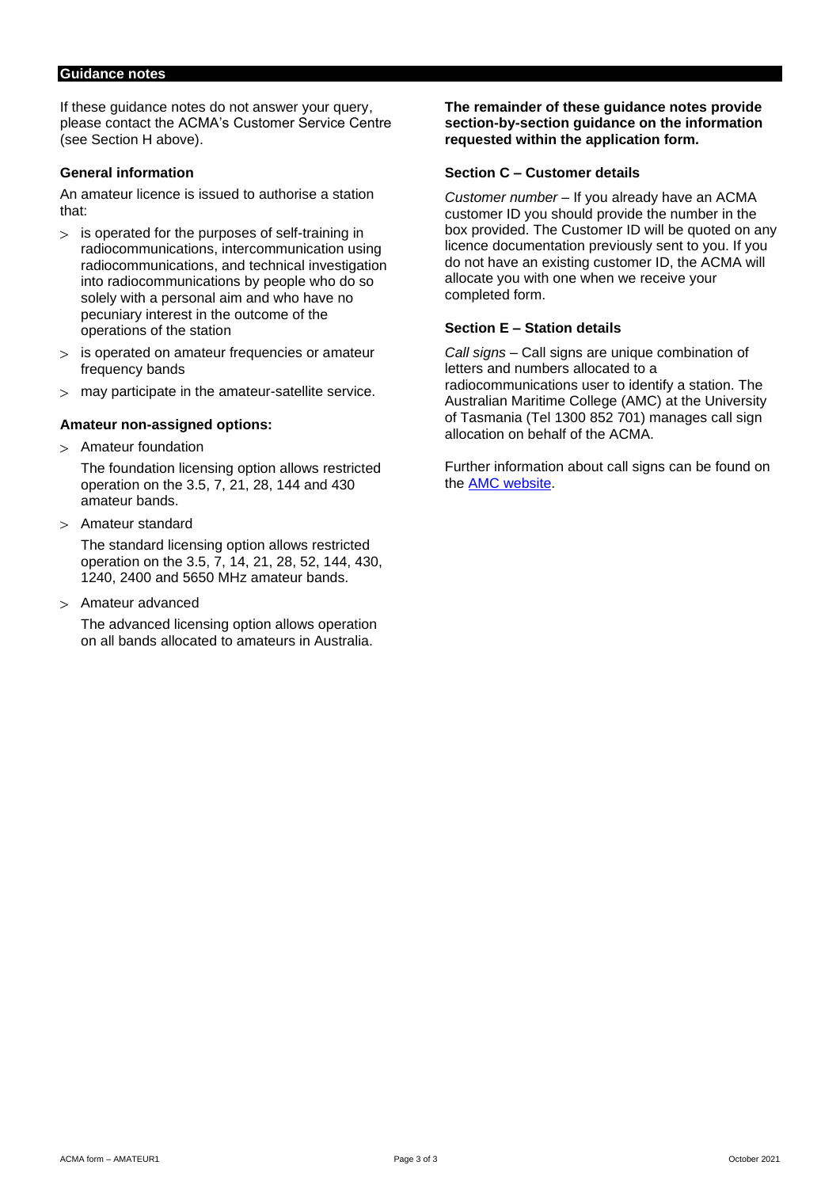## Guidance notes

If these guidance notes do not answer your query, please contact the ACMA's Customer Service Centre (see Section H above).

### General information

An amateur licence is issued to authorise a station that:

- is operated for the purposes of self-training in radiocommunications, intercommunication using radiocommunications, and technical investigation into radiocommunications by people who do so solely with a personal aim and who have no pecuniary interest in the outcome of the operations of the station
- is operated on amateur frequencies or amateur frequency bands
- may participate in the amateur-satellite service.

### Amateur non-assigned options:

- Amateur foundation

  The foundation licensing option allows restricted operation on the 3.5, 7, 21, 28, 144 and 430 amateur bands.

- Amateur standard

  The standard licensing option allows restricted operation on the 3.5, 7, 14, 21, 28, 52, 144, 430, 1240, 2400 and 5650 MHz amateur bands.

- Amateur advanced

  The advanced licensing option allows operation on all bands allocated to amateurs in Australia.

**The remainder of these guidance notes provide section-by-section guidance on the information requested within the application form.**

### Section C – Customer details

*Customer number* – If you already have an ACMA customer ID you should provide the number in the box provided. The Customer ID will be quoted on any licence documentation previously sent to you. If you do not have an existing customer ID, the ACMA will allocate you with one when we receive your completed form.

### Section E – Station details

*Call signs* – Call signs are unique combination of letters and numbers allocated to a radiocommunications user to identify a station. The Australian Maritime College (AMC) at the University of Tasmania (Tel 1300 852 701) manages call sign allocation on behalf of the ACMA.

Further information about call signs can be found on the AMC website.